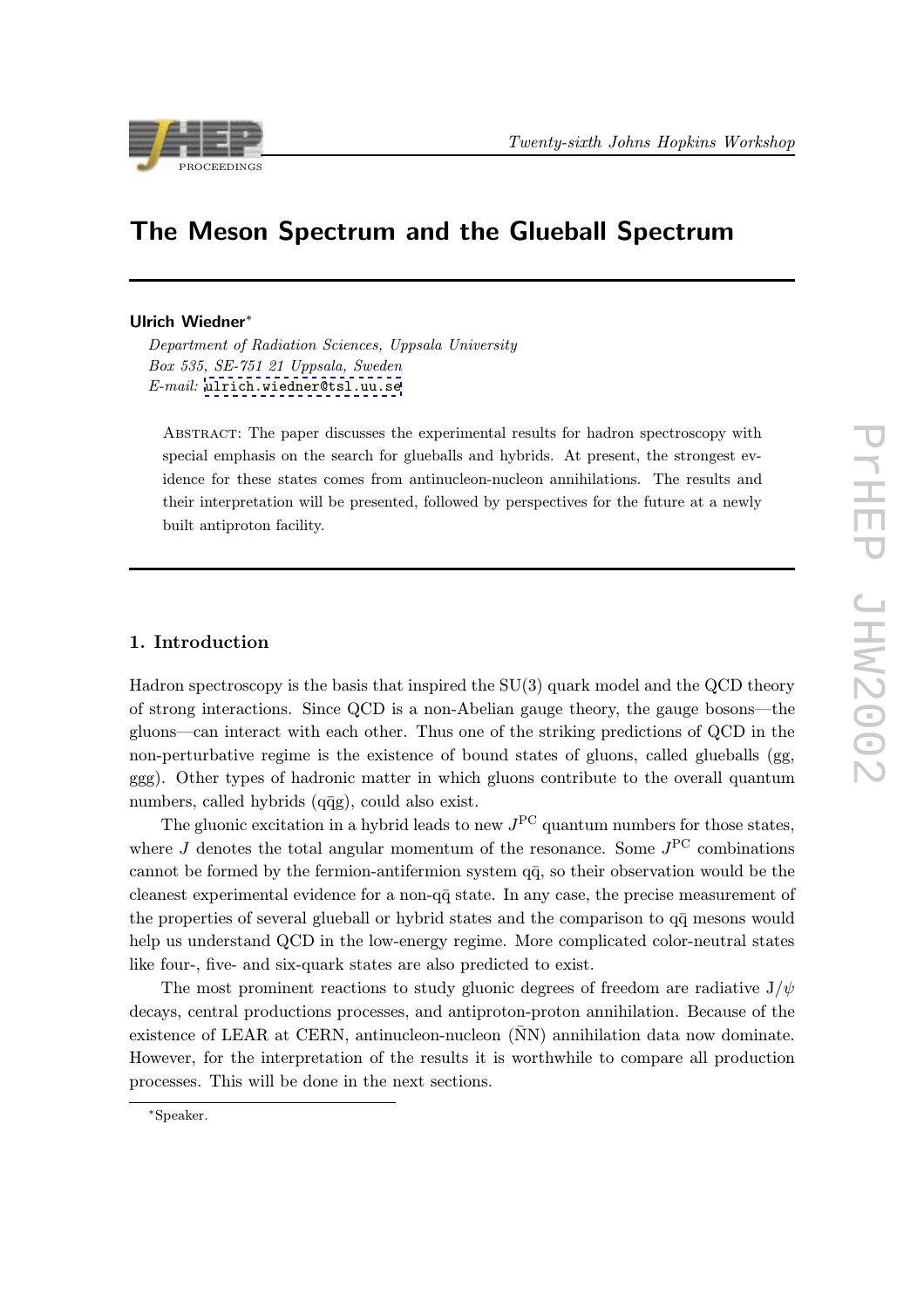# The Meson Spectrum and the Glueball Spectrum

**Ulrich Wiedner***

*Department of Radiation Sciences, Uppsala University*
*Box 535, SE-751 21 Uppsala, Sweden*
*E-mail:* ulrich.wiedner@tsl.uu.se

Abstract: The paper discusses the experimental results for hadron spectroscopy with special emphasis on the search for glueballs and hybrids. At present, the strongest evidence for these states comes from antinucleon-nucleon annihilations. The results and their interpretation will be presented, followed by perspectives for the future at a newly built antiproton facility.

## 1. Introduction

Hadron spectroscopy is the basis that inspired the SU(3) quark model and the QCD theory of strong interactions. Since QCD is a non-Abelian gauge theory, the gauge bosons—the gluons—can interact with each other. Thus one of the striking predictions of QCD in the non-perturbative regime is the existence of bound states of gluons, called glueballs (gg, ggg). Other types of hadronic matter in which gluons contribute to the overall quantum numbers, called hybrids ($q\bar{q}g$), could also exist.

The gluonic excitation in a hybrid leads to new $J^{PC}$ quantum numbers for those states, where $J$ denotes the total angular momentum of the resonance. Some $J^{PC}$ combinations cannot be formed by the fermion-antifermion system $q\bar{q}$, so their observation would be the cleanest experimental evidence for a non-$q\bar{q}$ state. In any case, the precise measurement of the properties of several glueball or hybrid states and the comparison to $q\bar{q}$ mesons would help us understand QCD in the low-energy regime. More complicated color-neutral states like four-, five- and six-quark states are also predicted to exist.

The most prominent reactions to study gluonic degrees of freedom are radiative $J/\psi$ decays, central productions processes, and antiproton-proton annihilation. Because of the existence of LEAR at CERN, antinucleon-nucleon ($\bar{N}N$) annihilation data now dominate. However, for the interpretation of the results it is worthwhile to compare all production processes. This will be done in the next sections.

*Speaker.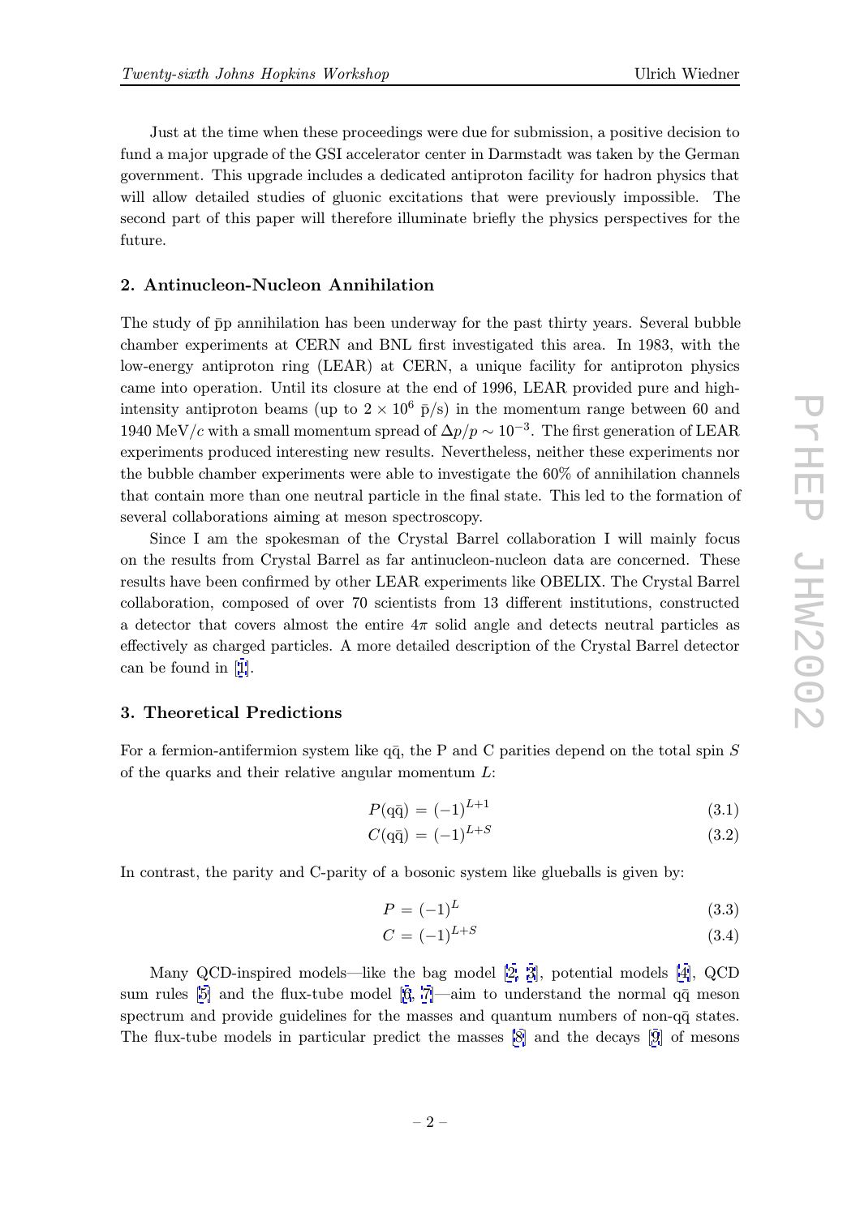Just at the time when these proceedings were due for submission, a positive decision to fund a major upgrade of the GSI accelerator center in Darmstadt was taken by the German government. This upgrade includes a dedicated antiproton facility for hadron physics that will allow detailed studies of gluonic excitations that were previously impossible. The second part of this paper will therefore illuminate briefly the physics perspectives for the future.

## 2. Antinucleon-Nucleon Annihilation

The study of $\bar{\mathrm{p}}\mathrm{p}$ annihilation has been underway for the past thirty years. Several bubble chamber experiments at CERN and BNL first investigated this area. In 1983, with the low-energy antiproton ring (LEAR) at CERN, a unique facility for antiproton physics came into operation. Until its closure at the end of 1996, LEAR provided pure and high-intensity antiproton beams (up to $2 \times 10^6$ $\bar{\mathrm{p}}$/s) in the momentum range between 60 and 1940 MeV/$c$ with a small momentum spread of $\Delta p/p \sim 10^{-3}$. The first generation of LEAR experiments produced interesting new results. Nevertheless, neither these experiments nor the bubble chamber experiments were able to investigate the 60% of annihilation channels that contain more than one neutral particle in the final state. This led to the formation of several collaborations aiming at meson spectroscopy.

Since I am the spokesman of the Crystal Barrel collaboration I will mainly focus on the results from Crystal Barrel as far antinucleon-nucleon data are concerned. These results have been confirmed by other LEAR experiments like OBELIX. The Crystal Barrel collaboration, composed of over 70 scientists from 13 different institutions, constructed a detector that covers almost the entire $4\pi$ solid angle and detects neutral particles as effectively as charged particles. A more detailed description of the Crystal Barrel detector can be found in [1].

## 3. Theoretical Predictions

For a fermion-antifermion system like $\mathrm{q}\bar{\mathrm{q}}$, the P and C parities depend on the total spin $S$ of the quarks and their relative angular momentum $L$:

$$P(\mathrm{q}\bar{\mathrm{q}}) = (-1)^{L+1} \tag{3.1}$$

$$C(\mathrm{q}\bar{\mathrm{q}}) = (-1)^{L+S} \tag{3.2}$$

In contrast, the parity and C-parity of a bosonic system like glueballs is given by:

$$P = (-1)^{L} \tag{3.3}$$

$$C = (-1)^{L+S} \tag{3.4}$$

Many QCD-inspired models—like the bag model [2, 3], potential models [4], QCD sum rules [5] and the flux-tube model [6, 7]—aim to understand the normal $\mathrm{q}\bar{\mathrm{q}}$ meson spectrum and provide guidelines for the masses and quantum numbers of non-$\mathrm{q}\bar{\mathrm{q}}$ states. The flux-tube models in particular predict the masses [8] and the decays [9] of mesons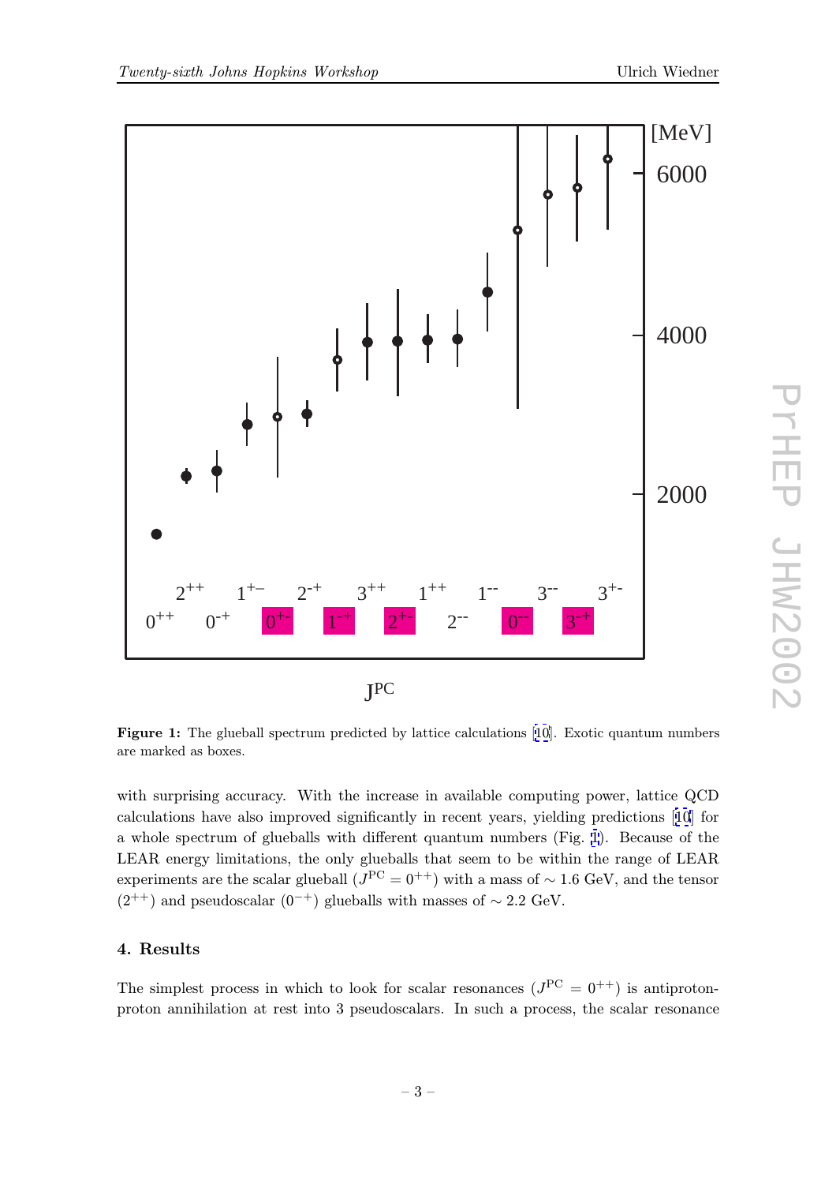**Figure 1:** The glueball spectrum predicted by lattice calculations [10]. Exotic quantum numbers are marked as boxes.

with surprising accuracy. With the increase in available computing power, lattice QCD calculations have also improved significantly in recent years, yielding predictions [10] for a whole spectrum of glueballs with different quantum numbers (Fig. 1). Because of the LEAR energy limitations, the only glueballs that seem to be within the range of LEAR experiments are the scalar glueball ($J^{PC} = 0^{++}$) with a mass of $\sim 1.6$ GeV, and the tensor ($2^{++}$) and pseudoscalar ($0^{-+}$) glueballs with masses of $\sim 2.2$ GeV.

## 4. Results

The simplest process in which to look for scalar resonances ($J^{PC} = 0^{++}$) is antiproton-proton annihilation at rest into 3 pseudoscalars. In such a process, the scalar resonance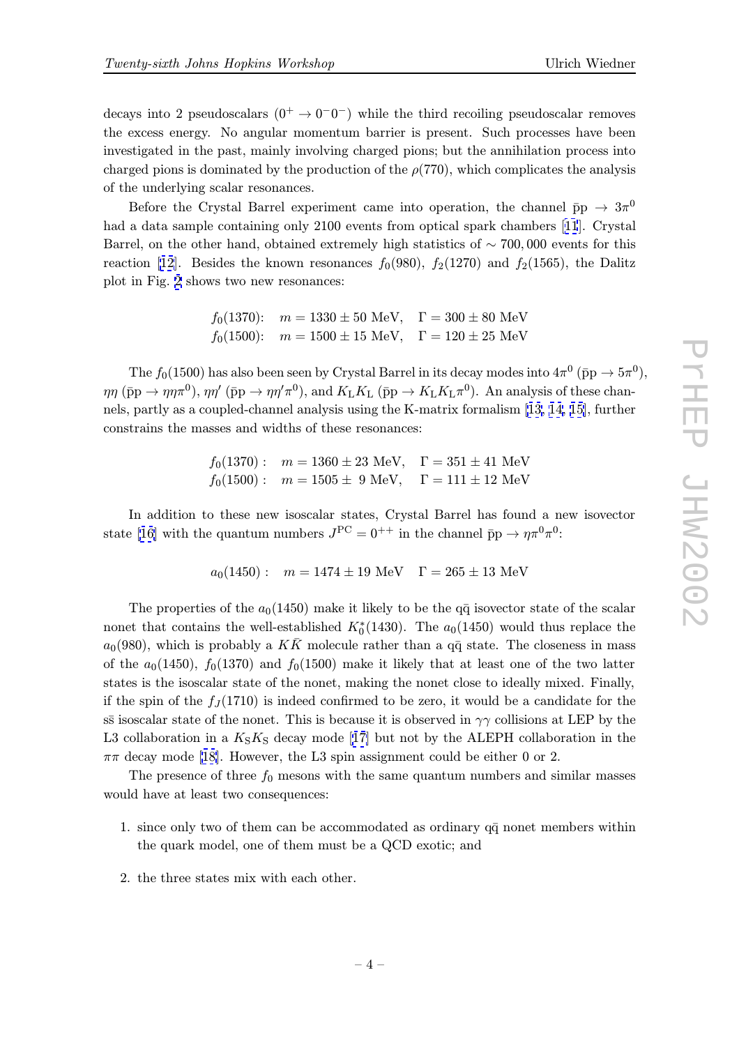decays into 2 pseudoscalars ($0^+ \to 0^-0^-$) while the third recoiling pseudoscalar removes the excess energy. No angular momentum barrier is present. Such processes have been investigated in the past, mainly involving charged pions; but the annihilation process into charged pions is dominated by the production of the $\rho(770)$, which complicates the analysis of the underlying scalar resonances.

Before the Crystal Barrel experiment came into operation, the channel $\bar{p}p \to 3\pi^0$ had a data sample containing only 2100 events from optical spark chambers [11]. Crystal Barrel, on the other hand, obtained extremely high statistics of $\sim 700,000$ events for this reaction [12]. Besides the known resonances $f_0(980)$, $f_2(1270)$ and $f_2(1565)$, the Dalitz plot in Fig. 2 shows two new resonances:

$$
\begin{aligned}
f_0(1370)&: \quad m = 1330 \pm 50 \text{ MeV}, \quad \Gamma = 300 \pm 80 \text{ MeV} \\
f_0(1500)&: \quad m = 1500 \pm 15 \text{ MeV}, \quad \Gamma = 120 \pm 25 \text{ MeV}
\end{aligned}
$$

The $f_0(1500)$ has also been seen by Crystal Barrel in its decay modes into $4\pi^0$ ($\bar{p}p \to 5\pi^0$), $\eta\eta$ ($\bar{p}p \to \eta\eta\pi^0$), $\eta\eta'$ ($\bar{p}p \to \eta\eta'\pi^0$), and $K_L K_L$ ($\bar{p}p \to K_L K_L \pi^0$). An analysis of these channels, partly as a coupled-channel analysis using the K-matrix formalism [13, 14, 15], further constrains the masses and widths of these resonances:

$$
\begin{aligned}
f_0(1370): &\quad m = 1360 \pm 23 \text{ MeV}, \quad \Gamma = 351 \pm 41 \text{ MeV} \\
f_0(1500): &\quad m = 1505 \pm \ \ 9 \text{ MeV}, \quad \Gamma = 111 \pm 12 \text{ MeV}
\end{aligned}
$$

In addition to these new isoscalar states, Crystal Barrel has found a new isovector state [16] with the quantum numbers $J^{PC} = 0^{++}$ in the channel $\bar{p}p \to \eta\pi^0\pi^0$:

$$
a_0(1450): \quad m = 1474 \pm 19 \text{ MeV} \quad \Gamma = 265 \pm 13 \text{ MeV}
$$

The properties of the $a_0(1450)$ make it likely to be the $q\bar{q}$ isovector state of the scalar nonet that contains the well-established $K_0^*(1430)$. The $a_0(1450)$ would thus replace the $a_0(980)$, which is probably a $K\bar{K}$ molecule rather than a $q\bar{q}$ state. The closeness in mass of the $a_0(1450)$, $f_0(1370)$ and $f_0(1500)$ make it likely that at least one of the two latter states is the isoscalar state of the nonet, making the nonet close to ideally mixed. Finally, if the spin of the $f_J(1710)$ is indeed confirmed to be zero, it would be a candidate for the $s\bar{s}$ isoscalar state of the nonet. This is because it is observed in $\gamma\gamma$ collisions at LEP by the L3 collaboration in a $K_S K_S$ decay mode [17] but not by the ALEPH collaboration in the $\pi\pi$ decay mode [18]. However, the L3 spin assignment could be either 0 or 2.

The presence of three $f_0$ mesons with the same quantum numbers and similar masses would have at least two consequences:

1. since only two of them can be accommodated as ordinary $q\bar{q}$ nonet members within the quark model, one of them must be a QCD exotic; and
2. the three states mix with each other.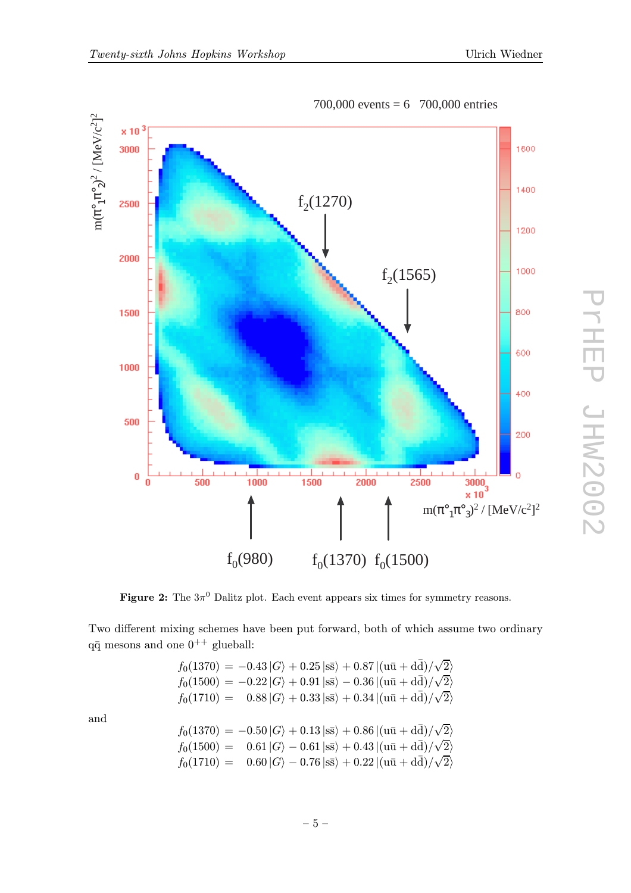Figure 2: The $3\pi^0$ Dalitz plot. Each event appears six times for symmetry reasons.

Two different mixing schemes have been put forward, both of which assume two ordinary $q\bar{q}$ mesons and one $0^{++}$ glueball:

$$
\begin{aligned}
f_0(1370) &= -0.43\,|G\rangle + 0.25\,|s\bar{s}\rangle + 0.87\,|(u\bar{u}+d\bar{d})/\sqrt{2}\rangle \\
f_0(1500) &= -0.22\,|G\rangle + 0.91\,|s\bar{s}\rangle - 0.36\,|(u\bar{u}+d\bar{d})/\sqrt{2}\rangle \\
f_0(1710) &= \phantom{-}0.88\,|G\rangle + 0.33\,|s\bar{s}\rangle + 0.34\,|(u\bar{u}+d\bar{d})/\sqrt{2}\rangle
\end{aligned}
$$

and

$$
\begin{aligned}
f_0(1370) &= -0.50\,|G\rangle + 0.13\,|s\bar{s}\rangle + 0.86\,|(u\bar{u}+d\bar{d})/\sqrt{2}\rangle \\
f_0(1500) &= \phantom{-}0.61\,|G\rangle - 0.61\,|s\bar{s}\rangle + 0.43\,|(u\bar{u}+d\bar{d})/\sqrt{2}\rangle \\
f_0(1710) &= \phantom{-}0.60\,|G\rangle - 0.76\,|s\bar{s}\rangle + 0.22\,|(u\bar{u}+d\bar{d})/\sqrt{2}\rangle
\end{aligned}
$$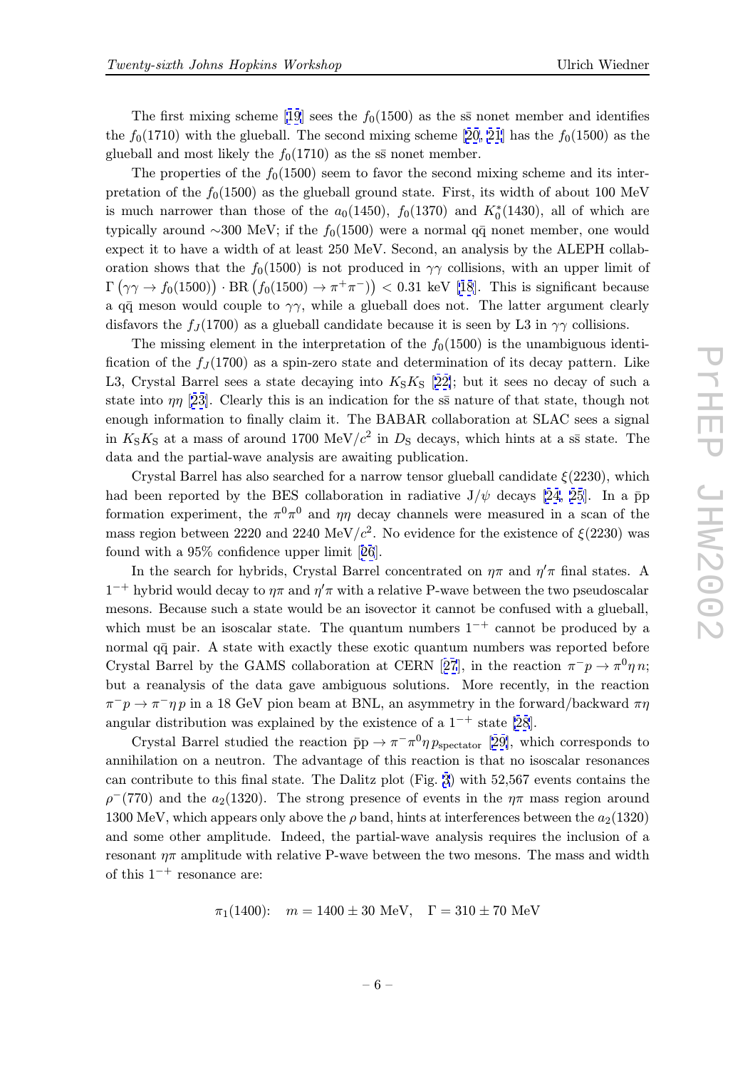The first mixing scheme [19] sees the $f_0(1500)$ as the $s\bar{s}$ nonet member and identifies the $f_0(1710)$ with the glueball. The second mixing scheme [20, 21] has the $f_0(1500)$ as the glueball and most likely the $f_0(1710)$ as the $s\bar{s}$ nonet member.

The properties of the $f_0(1500)$ seem to favor the second mixing scheme and its interpretation of the $f_0(1500)$ as the glueball ground state. First, its width of about 100 MeV is much narrower than those of the $a_0(1450)$, $f_0(1370)$ and $K_0^*(1430)$, all of which are typically around $\sim$300 MeV; if the $f_0(1500)$ were a normal $q\bar{q}$ nonet member, one would expect it to have a width of at least 250 MeV. Second, an analysis by the ALEPH collaboration shows that the $f_0(1500)$ is not produced in $\gamma\gamma$ collisions, with an upper limit of $\Gamma\left(\gamma\gamma \to f_0(1500)\right) \cdot \mathrm{BR}\left(f_0(1500) \to \pi^+\pi^-\right) < 0.31$ keV [18]. This is significant because a $q\bar{q}$ meson would couple to $\gamma\gamma$, while a glueball does not. The latter argument clearly disfavors the $f_J(1700)$ as a glueball candidate because it is seen by L3 in $\gamma\gamma$ collisions.

The missing element in the interpretation of the $f_0(1500)$ is the unambiguous identification of the $f_J(1700)$ as a spin-zero state and determination of its decay pattern. Like L3, Crystal Barrel sees a state decaying into $K_S K_S$ [22]; but it sees no decay of such a state into $\eta\eta$ [23]. Clearly this is an indication for the $s\bar{s}$ nature of that state, though not enough information to finally claim it. The BABAR collaboration at SLAC sees a signal in $K_S K_S$ at a mass of around 1700 MeV/$c^2$ in $D_S$ decays, which hints at a $s\bar{s}$ state. The data and the partial-wave analysis are awaiting publication.

Crystal Barrel has also searched for a narrow tensor glueball candidate $\xi(2230)$, which had been reported by the BES collaboration in radiative $J/\psi$ decays [24, 25]. In a $\bar{p}p$ formation experiment, the $\pi^0\pi^0$ and $\eta\eta$ decay channels were measured in a scan of the mass region between 2220 and 2240 MeV/$c^2$. No evidence for the existence of $\xi(2230)$ was found with a 95% confidence upper limit [26].

In the search for hybrids, Crystal Barrel concentrated on $\eta\pi$ and $\eta'\pi$ final states. A $1^{-+}$ hybrid would decay to $\eta\pi$ and $\eta'\pi$ with a relative P-wave between the two pseudoscalar mesons. Because such a state would be an isovector it cannot be confused with a glueball, which must be an isoscalar state. The quantum numbers $1^{-+}$ cannot be produced by a normal $q\bar{q}$ pair. A state with exactly these exotic quantum numbers was reported before Crystal Barrel by the GAMS collaboration at CERN [27], in the reaction $\pi^- p \to \pi^0 \eta\, n$; but a reanalysis of the data gave ambiguous solutions. More recently, in the reaction $\pi^- p \to \pi^- \eta\, p$ in a 18 GeV pion beam at BNL, an asymmetry in the forward/backward $\pi\eta$ angular distribution was explained by the existence of a $1^{-+}$ state [28].

Crystal Barrel studied the reaction $\bar{p}p \to \pi^-\pi^0\eta\, p_{\mathrm{spectator}}$ [29], which corresponds to annihilation on a neutron. The advantage of this reaction is that no isoscalar resonances can contribute to this final state. The Dalitz plot (Fig. 3) with 52,567 events contains the $\rho^-(770)$ and the $a_2(1320)$. The strong presence of events in the $\eta\pi$ mass region around 1300 MeV, which appears only above the $\rho$ band, hints at interferences between the $a_2(1320)$ and some other amplitude. Indeed, the partial-wave analysis requires the inclusion of a resonant $\eta\pi$ amplitude with relative P-wave between the two mesons. The mass and width of this $1^{-+}$ resonance are:

$$\pi_1(1400): \quad m = 1400 \pm 30 \text{ MeV}, \quad \Gamma = 310 \pm 70 \text{ MeV}$$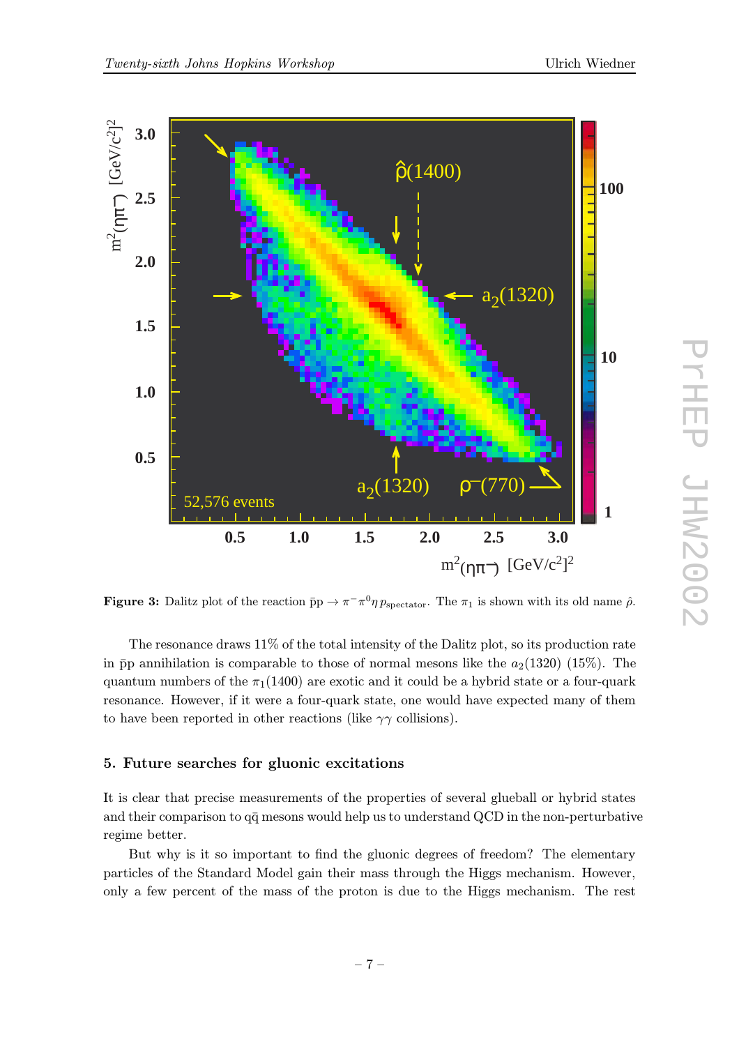**Figure 3:** Dalitz plot of the reaction $\bar{p}p \rightarrow \pi^-\pi^0\eta\, p_{\text{spectator}}$. The $\pi_1$ is shown with its old name $\hat{\rho}$.

The resonance draws 11% of the total intensity of the Dalitz plot, so its production rate in $\bar{p}p$ annihilation is comparable to those of normal mesons like the $a_2(1320)$ (15%). The quantum numbers of the $\pi_1(1400)$ are exotic and it could be a hybrid state or a four-quark resonance. However, if it were a four-quark state, one would have expected many of them to have been reported in other reactions (like $\gamma\gamma$ collisions).

## 5. Future searches for gluonic excitations

It is clear that precise measurements of the properties of several glueball or hybrid states and their comparison to $q\bar{q}$ mesons would help us to understand QCD in the non-perturbative regime better.

But why is it so important to find the gluonic degrees of freedom? The elementary particles of the Standard Model gain their mass through the Higgs mechanism. However, only a few percent of the mass of the proton is due to the Higgs mechanism. The rest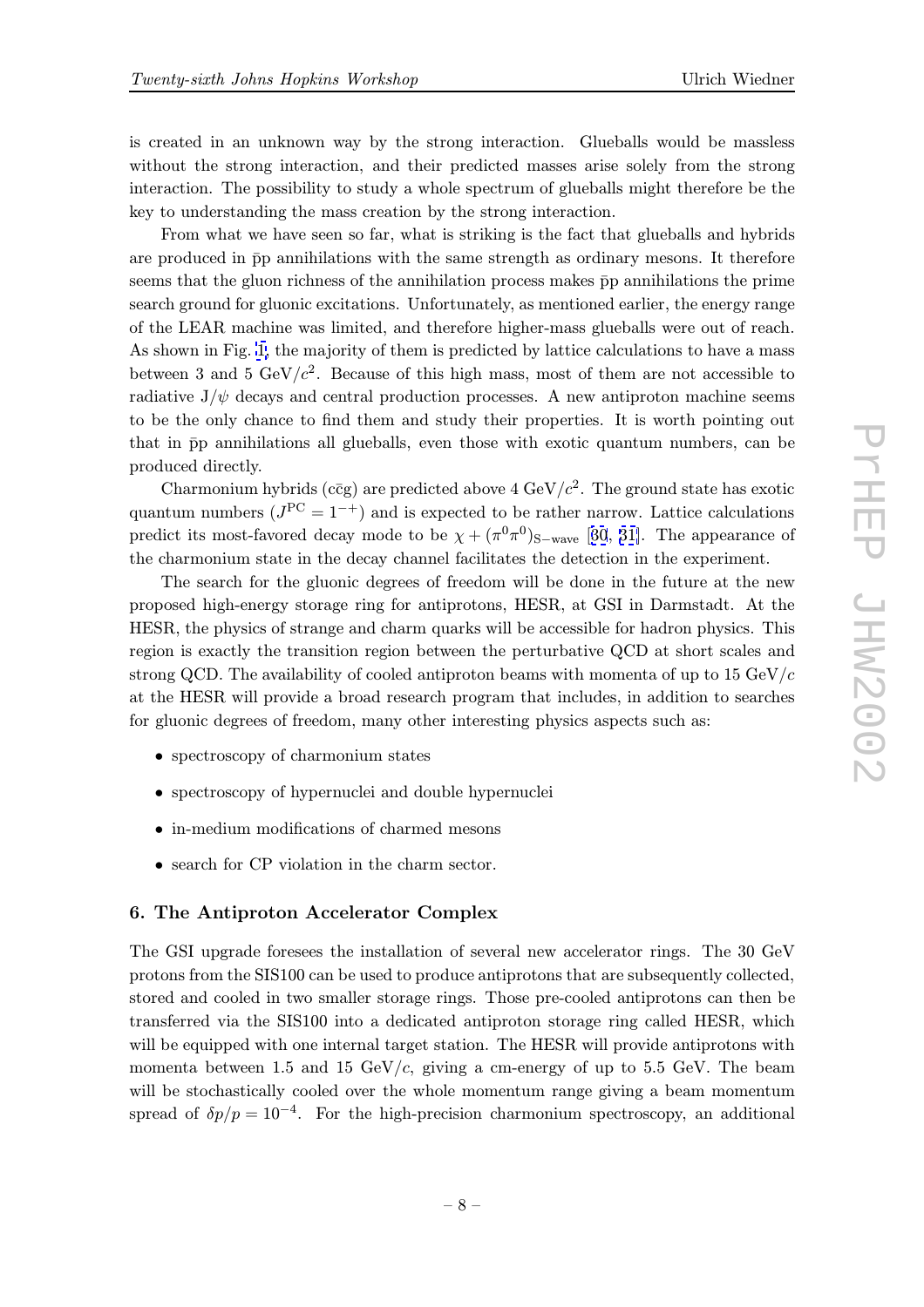is created in an unknown way by the strong interaction. Glueballs would be massless without the strong interaction, and their predicted masses arise solely from the strong interaction. The possibility to study a whole spectrum of glueballs might therefore be the key to understanding the mass creation by the strong interaction.

From what we have seen so far, what is striking is the fact that glueballs and hybrids are produced in $\bar{p}p$ annihilations with the same strength as ordinary mesons. It therefore seems that the gluon richness of the annihilation process makes $\bar{p}p$ annihilations the prime search ground for gluonic excitations. Unfortunately, as mentioned earlier, the energy range of the LEAR machine was limited, and therefore higher-mass glueballs were out of reach. As shown in Fig. 1, the majority of them is predicted by lattice calculations to have a mass between 3 and 5 GeV/$c^2$. Because of this high mass, most of them are not accessible to radiative $J/\psi$ decays and central production processes. A new antiproton machine seems to be the only chance to find them and study their properties. It is worth pointing out that in $\bar{p}p$ annihilations all glueballs, even those with exotic quantum numbers, can be produced directly.

Charmonium hybrids ($c\bar{c}g$) are predicted above 4 GeV/$c^2$. The ground state has exotic quantum numbers ($J^{PC} = 1^{-+}$) and is expected to be rather narrow. Lattice calculations predict its most-favored decay mode to be $\chi + (\pi^0\pi^0)_{\text{S-wave}}$ [30, 31]. The appearance of the charmonium state in the decay channel facilitates the detection in the experiment.

The search for the gluonic degrees of freedom will be done in the future at the new proposed high-energy storage ring for antiprotons, HESR, at GSI in Darmstadt. At the HESR, the physics of strange and charm quarks will be accessible for hadron physics. This region is exactly the transition region between the perturbative QCD at short scales and strong QCD. The availability of cooled antiproton beams with momenta of up to 15 GeV/$c$ at the HESR will provide a broad research program that includes, in addition to searches for gluonic degrees of freedom, many other interesting physics aspects such as:

- spectroscopy of charmonium states
- spectroscopy of hypernuclei and double hypernuclei
- in-medium modifications of charmed mesons
- search for CP violation in the charm sector.

## 6. The Antiproton Accelerator Complex

The GSI upgrade foresees the installation of several new accelerator rings. The 30 GeV protons from the SIS100 can be used to produce antiprotons that are subsequently collected, stored and cooled in two smaller storage rings. Those pre-cooled antiprotons can then be transferred via the SIS100 into a dedicated antiproton storage ring called HESR, which will be equipped with one internal target station. The HESR will provide antiprotons with momenta between 1.5 and 15 GeV/$c$, giving a cm-energy of up to 5.5 GeV. The beam will be stochastically cooled over the whole momentum range giving a beam momentum spread of $\delta p/p = 10^{-4}$. For the high-precision charmonium spectroscopy, an additional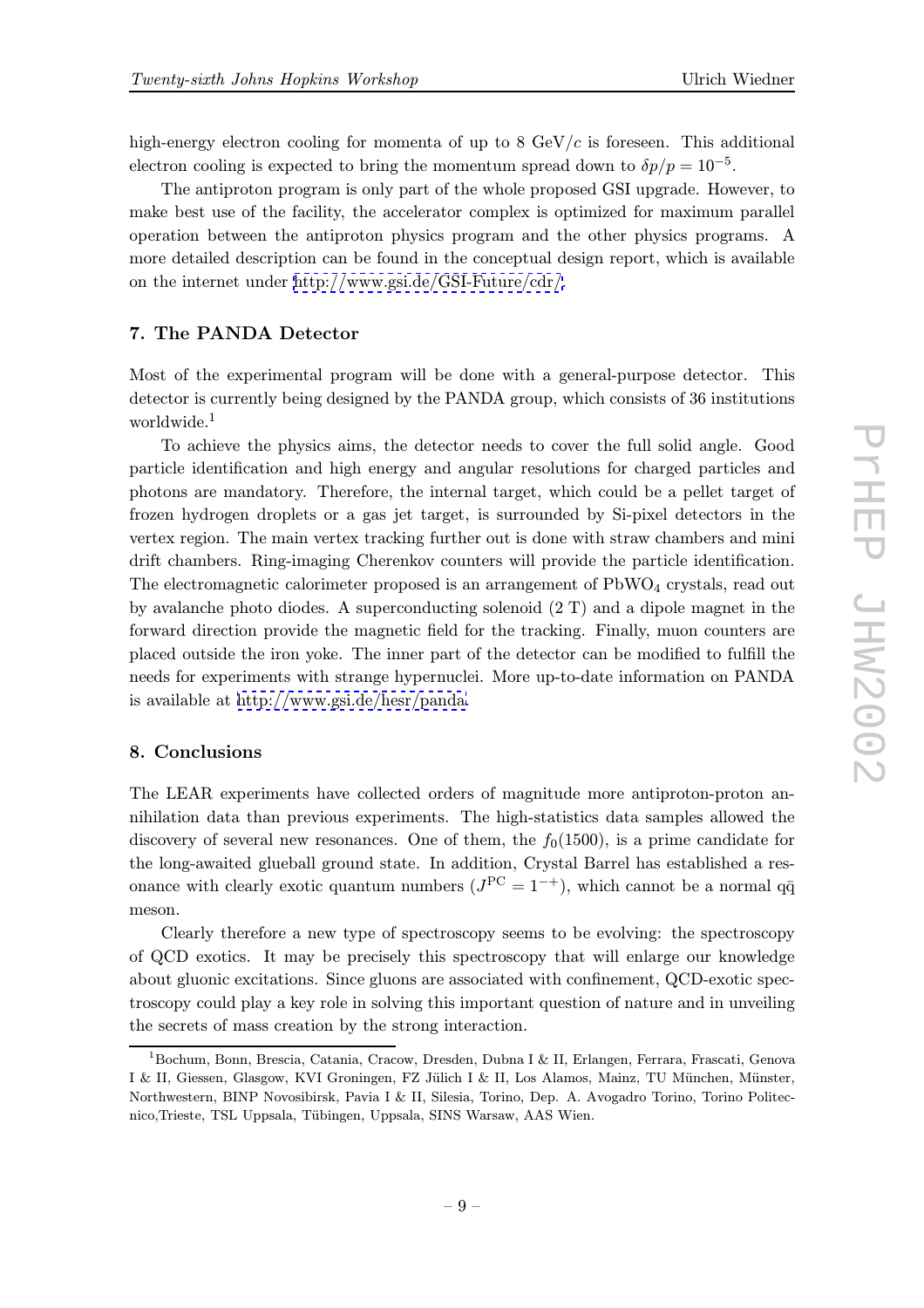high-energy electron cooling for momenta of up to 8 GeV/$c$ is foreseen. This additional electron cooling is expected to bring the momentum spread down to $\delta p/p = 10^{-5}$.

The antiproton program is only part of the whole proposed GSI upgrade. However, to make best use of the facility, the accelerator complex is optimized for maximum parallel operation between the antiproton physics program and the other physics programs. A more detailed description can be found in the conceptual design report, which is available on the internet under http://www.gsi.de/GSI-Future/cdr/.

## 7. The PANDA Detector

Most of the experimental program will be done with a general-purpose detector. This detector is currently being designed by the PANDA group, which consists of 36 institutions worldwide.[1]

To achieve the physics aims, the detector needs to cover the full solid angle. Good particle identification and high energy and angular resolutions for charged particles and photons are mandatory. Therefore, the internal target, which could be a pellet target of frozen hydrogen droplets or a gas jet target, is surrounded by Si-pixel detectors in the vertex region. The main vertex tracking further out is done with straw chambers and mini drift chambers. Ring-imaging Cherenkov counters will provide the particle identification. The electromagnetic calorimeter proposed is an arrangement of $PbWO_4$ crystals, read out by avalanche photo diodes. A superconducting solenoid (2 T) and a dipole magnet in the forward direction provide the magnetic field for the tracking. Finally, muon counters are placed outside the iron yoke. The inner part of the detector can be modified to fulfill the needs for experiments with strange hypernuclei. More up-to-date information on PANDA is available at http://www.gsi.de/hesr/panda.

## 8. Conclusions

The LEAR experiments have collected orders of magnitude more antiproton-proton annihilation data than previous experiments. The high-statistics data samples allowed the discovery of several new resonances. One of them, the $f_0(1500)$, is a prime candidate for the long-awaited glueball ground state. In addition, Crystal Barrel has established a resonance with clearly exotic quantum numbers ($J^{PC} = 1^{-+}$), which cannot be a normal $q\bar{q}$ meson.

Clearly therefore a new type of spectroscopy seems to be evolving: the spectroscopy of QCD exotics. It may be precisely this spectroscopy that will enlarge our knowledge about gluonic excitations. Since gluons are associated with confinement, QCD-exotic spectroscopy could play a key role in solving this important question of nature and in unveiling the secrets of mass creation by the strong interaction.

---

[1] Bochum, Bonn, Brescia, Catania, Cracow, Dresden, Dubna I & II, Erlangen, Ferrara, Frascati, Genova I & II, Giessen, Glasgow, KVI Groningen, FZ Jülich I & II, Los Alamos, Mainz, TU München, Münster, Northwestern, BINP Novosibirsk, Pavia I & II, Silesia, Torino, Dep. A. Avogadro Torino, Torino Politecnico,Trieste, TSL Uppsala, Tübingen, Uppsala, SINS Warsaw, AAS Wien.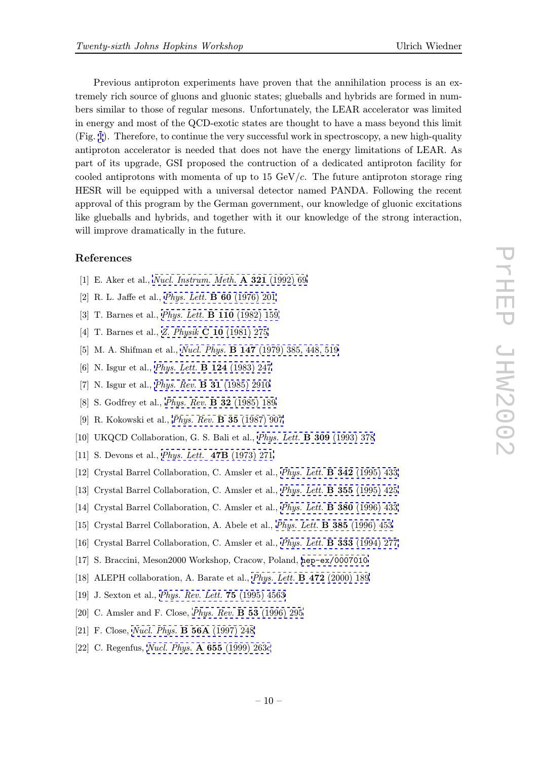Previous antiproton experiments have proven that the annihilation process is an extremely rich source of gluons and gluonic states; glueballs and hybrids are formed in numbers similar to those of regular mesons. Unfortunately, the LEAR accelerator was limited in energy and most of the QCD-exotic states are thought to have a mass beyond this limit (Fig. 1). Therefore, to continue the very successful work in spectroscopy, a new high-quality antiproton accelerator is needed that does not have the energy limitations of LEAR. As part of its upgrade, GSI proposed the contruction of a dedicated antiproton facility for cooled antiprotons with momenta of up to 15 GeV/$c$. The future antiproton storage ring HESR will be equipped with a universal detector named PANDA. Following the recent approval of this program by the German government, our knowledge of gluonic excitations like glueballs and hybrids, and together with it our knowledge of the strong interaction, will improve dramatically in the future.

## References

[1] E. Aker et al., *Nucl. Instrum. Meth.* **A 321** (1992) 69

[2] R. L. Jaffe et al., *Phys. Lett.* **B 60** (1976) 201

[3] T. Barnes et al., *Phys. Lett.* **B 110** (1982) 159

[4] T. Barnes et al., *Z. Physik* **C 10** (1981) 275

[5] M. A. Shifman et al., *Nucl. Phys.* **B 147** (1979) 385, 448, 519

[6] N. Isgur et al., *Phys. Lett.* **B 124** (1983) 247

[7] N. Isgur et al., *Phys. Rev.* **B 31** (1985) 2910

[8] S. Godfrey et al., *Phys. Rev.* **B 32** (1985) 189

[9] R. Kokowski et al., *Phys. Rev.* **B 35** (1987) 907

[10] UKQCD Collaboration, G. S. Bali et al., *Phys. Lett.* **B 309** (1993) 378

[11] S. Devons et al., *Phys. Lett.* **47B** (1973) 271

[12] Crystal Barrel Collaboration, C. Amsler et al., *Phys. Lett.* **B 342** (1995) 433

[13] Crystal Barrel Collaboration, C. Amsler et al., *Phys. Lett.* **B 355** (1995) 425

[14] Crystal Barrel Collaboration, C. Amsler et al., *Phys. Lett.* **B 380** (1996) 433

[15] Crystal Barrel Collaboration, A. Abele et al., *Phys. Lett.* **B 385** (1996) 453

[16] Crystal Barrel Collaboration, C. Amsler et al., *Phys. Lett.* **B 333** (1994) 277

[17] S. Braccini, Meson2000 Workshop, Cracow, Poland, hep-ex/0007010

[18] ALEPH collaboration, A. Barate et al., *Phys. Lett.* **B 472** (2000) 189

[19] J. Sexton et al., *Phys. Rev. Lett.* **75** (1995) 4563

[20] C. Amsler and F. Close, *Phys. Rev.* **B 53** (1996) 295

[21] F. Close, *Nucl. Phys.* **B 56A** (1997) 248

[22] C. Regenfus, *Nucl. Phys.* **A 655** (1999) 263c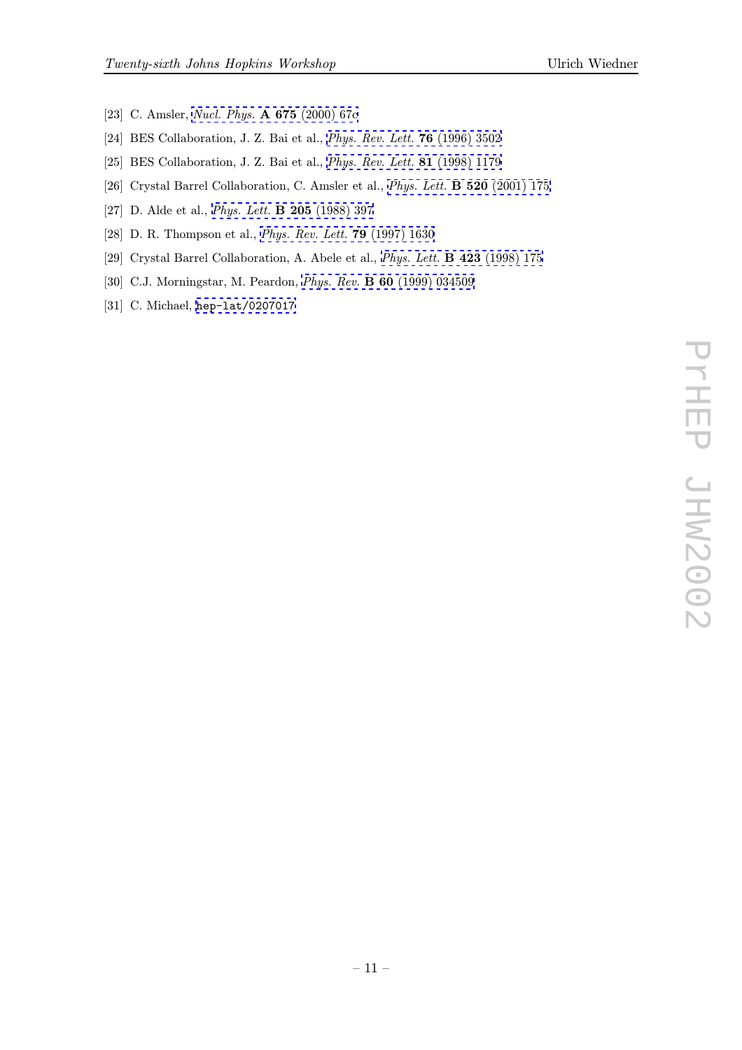[23] C. Amsler, *Nucl. Phys.* **A 675** (2000) 67c

[24] BES Collaboration, J. Z. Bai et al., *Phys. Rev. Lett.* **76** (1996) 3502

[25] BES Collaboration, J. Z. Bai et al., *Phys. Rev. Lett.* **81** (1998) 1179

[26] Crystal Barrel Collaboration, C. Amsler et al., *Phys. Lett.* **B 520** (2001) 175

[27] D. Alde et al., *Phys. Lett.* **B 205** (1988) 397

[28] D. R. Thompson et al., *Phys. Rev. Lett.* **79** (1997) 1630

[29] Crystal Barrel Collaboration, A. Abele et al., *Phys. Lett.* **B 423** (1998) 175

[30] C.J. Morningstar, M. Peardon, *Phys. Rev.* **B 60** (1999) 034509

[31] C. Michael, hep-lat/0207017